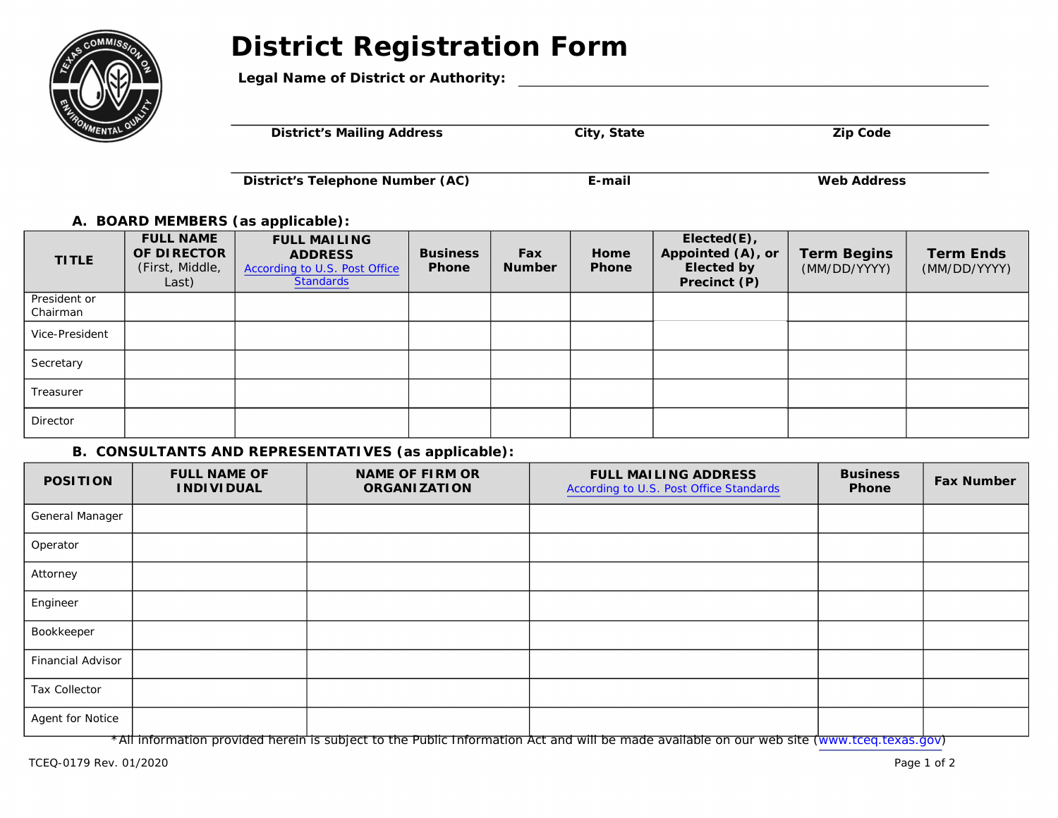# District Registration Form

**Legal Name of District or Authority:** ______________________________

| District's Mailing Address | City, State | Zip Code |
|---|---|---|
| | | |

| District's Telephone Number (AC) | E-mail | Web Address |
|---|---|---|
| | | |

### A. BOARD MEMBERS (as applicable):

| TITLE | FULL NAME OF DIRECTOR (First, Middle, Last) | FULL MAILING ADDRESS According to U.S. Post Office Standards | Business Phone | Fax Number | Home Phone | Elected(E), Appointed (A), or Elected by Precinct (P) | Term Begins (MM/DD/YYYY) | Term Ends (MM/DD/YYYY) |
|---|---|---|---|---|---|---|---|---|
| President or Chairman | | | | | | | | |
| Vice-President | | | | | | | | |
| Secretary | | | | | | | | |
| Treasurer | | | | | | | | |
| Director | | | | | | | | |

### B. CONSULTANTS AND REPRESENTATIVES (as applicable):

| POSITION | FULL NAME OF INDIVIDUAL | NAME OF FIRM OR ORGANIZATION | FULL MAILING ADDRESS According to U.S. Post Office Standards | Business Phone | Fax Number |
|---|---|---|---|---|---|
| General Manager | | | | | |
| Operator | | | | | |
| Attorney | | | | | |
| Engineer | | | | | |
| Bookkeeper | | | | | |
| Financial Advisor | | | | | |
| Tax Collector | | | | | |
| Agent for Notice | | | | | |

*All information provided herein is subject to the Public Information Act and will be made available on our web site (www.tceq.texas.gov)

TCEQ-0179 Rev. 01/2020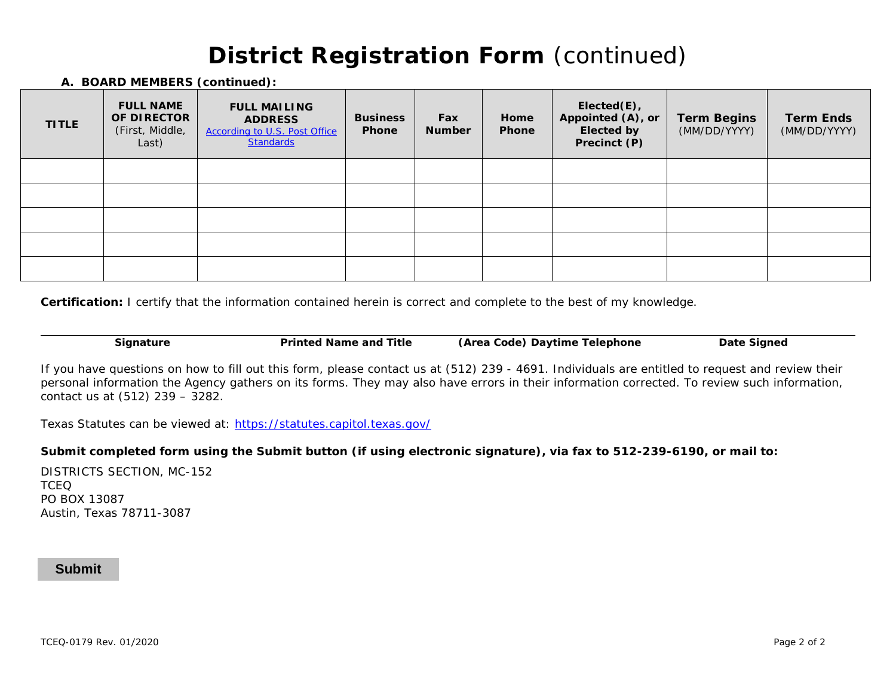# **District Registration Form** (continued)

**A. BOARD MEMBERS (continued):**

| TITLE | FULL NAME OF DIRECTOR (First, Middle, Last) | FULL MAILING ADDRESS According to U.S. Post Office Standards | Business Phone | Fax Number | Home Phone | Elected(E), Appointed (A), or Elected by Precinct (P) | Term Begins (MM/DD/YYYY) | Term Ends (MM/DD/YYYY) |
|---|---|---|---|---|---|---|---|---|
| | | | | | | | | |
| | | | | | | | | |
| | | | | | | | | |
| | | | | | | | | |
| | | | | | | | | |

**Certification:** I certify that the information contained herein is correct and complete to the best of my knowledge.

| Signature | Printed Name and Title | (Area Code) Daytime Telephone | Date Signed |
|---|---|---|---|

If you have questions on how to fill out this form, please contact us at (512) 239 - 4691. Individuals are entitled to request and review their personal information the Agency gathers on its forms. They may also have errors in their information corrected. To review such information, contact us at (512) 239 – 3282.

Texas Statutes can be viewed at: https://statutes.capitol.texas.gov/

**Submit completed form using the Submit button (if using electronic signature), via fax to 512-239-6190, or mail to:**

DISTRICTS SECTION, MC-152
TCEQ
PO BOX 13087
Austin, Texas 78711-3087

**Submit**

TCEQ-0179 Rev. 01/2020